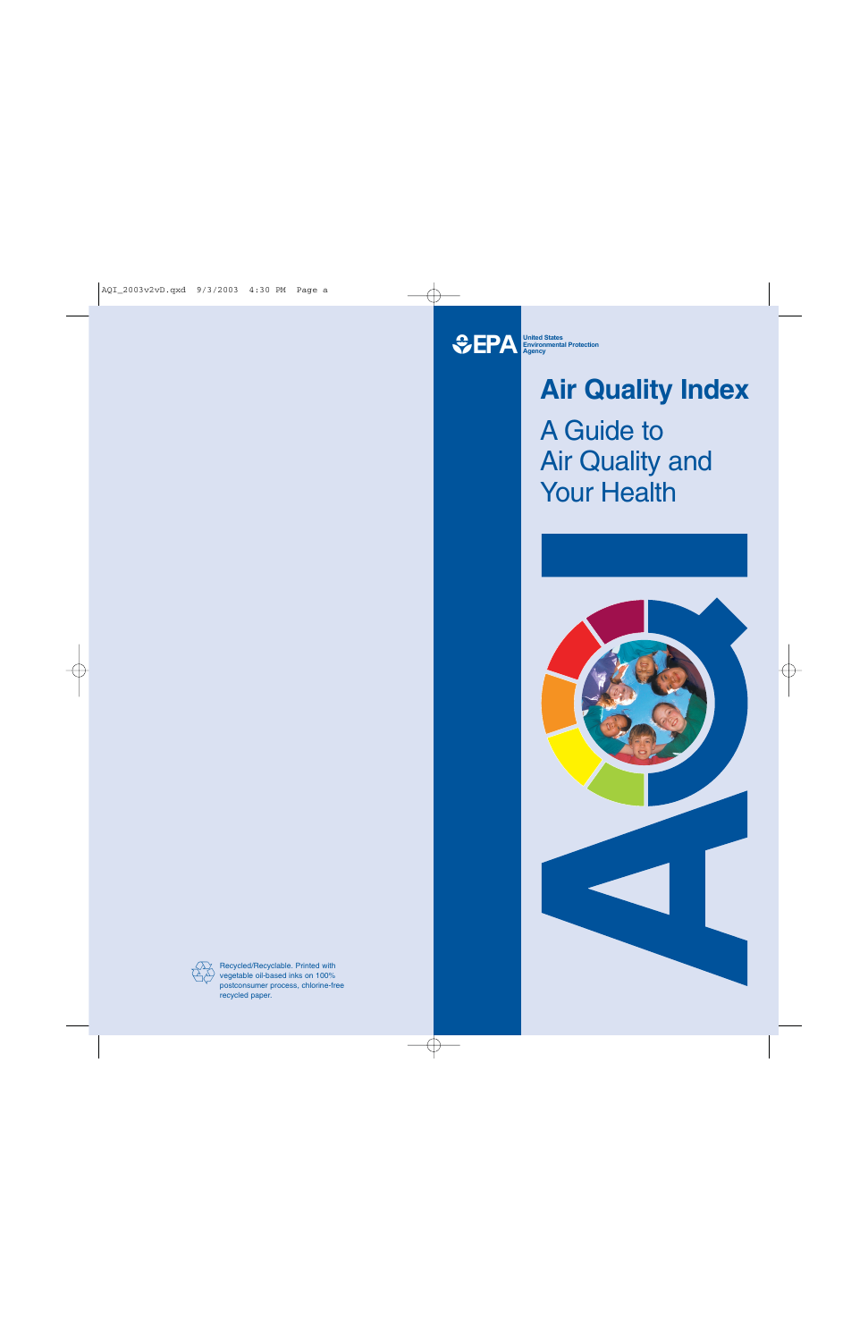EPA United States Environmental Protection Agency

# Air Quality Index

## A Guide to Air Quality and Your Health

AQI

Recycled/Recyclable. Printed with vegetable oil-based inks on 100% postconsumer process, chlorine-free recycled paper.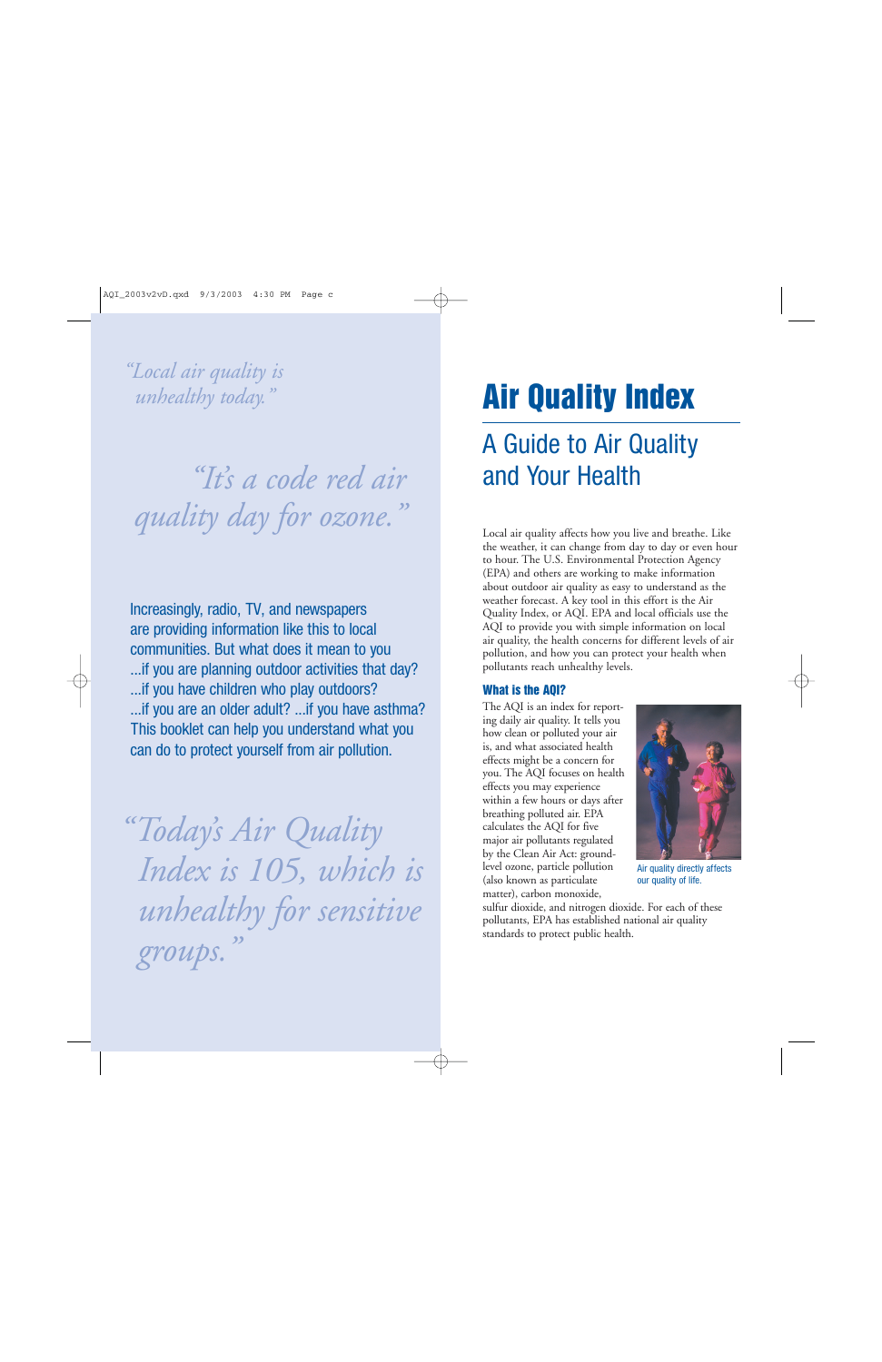*"Local air quality is unhealthy today."*

*"It's a code red air quality day for ozone."*

Increasingly, radio, TV, and newspapers are providing information like this to local communities. But what does it mean to you ...if you are planning outdoor activities that day? ...if you have children who play outdoors? ...if you are an older adult? ...if you have asthma? This booklet can help you understand what you can do to protect yourself from air pollution.

*"Today's Air Quality Index is 105, which is unhealthy for sensitive groups."*

# Air Quality Index

## A Guide to Air Quality and Your Health

Local air quality affects how you live and breathe. Like the weather, it can change from day to day or even hour to hour. The U.S. Environmental Protection Agency (EPA) and others are working to make information about outdoor air quality as easy to understand as the weather forecast. A key tool in this effort is the Air Quality Index, or AQI. EPA and local officials use the AQI to provide you with simple information on local air quality, the health concerns for different levels of air pollution, and how you can protect your health when pollutants reach unhealthy levels.

### What is the AQI?

The AQI is an index for reporting daily air quality. It tells you how clean or polluted your air is, and what associated health effects might be a concern for you. The AQI focuses on health effects you may experience within a few hours or days after breathing polluted air. EPA calculates the AQI for five major air pollutants regulated by the Clean Air Act: ground-level ozone, particle pollution (also known as particulate matter), carbon monoxide, sulfur dioxide, and nitrogen dioxide. For each of these pollutants, EPA has established national air quality standards to protect public health.

Air quality directly affects our quality of life.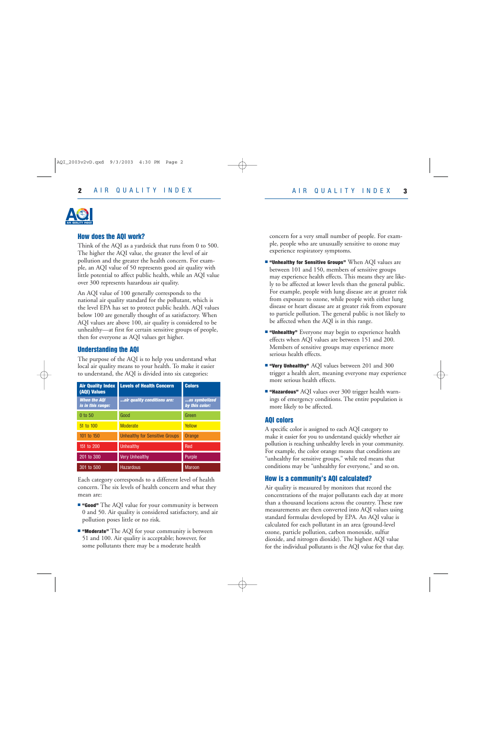## How does the AQI work?

Think of the AQI as a yardstick that runs from 0 to 500. The higher the AQI value, the greater the level of air pollution and the greater the health concern. For example, an AQI value of 50 represents good air quality with little potential to affect public health, while an AQI value over 300 represents hazardous air quality.

An AQI value of 100 generally corresponds to the national air quality standard for the pollutant, which is the level EPA has set to protect public health. AQI values below 100 are generally thought of as satisfactory. When AQI values are above 100, air quality is considered to be unhealthy—at first for certain sensitive groups of people, then for everyone as AQI values get higher.

## Understanding the AQI

The purpose of the AQI is to help you understand what local air quality means to your health. To make it easier to understand, the AQI is divided into six categories:

| Air Quality Index (AQI) Values | Levels of Health Concern | Colors |
|---|---|---|
| *When the AQI is in this range:* | *...air quality conditions are:* | *...as symbolized by this color:* |
| 0 to 50 | Good | Green |
| 51 to 100 | Moderate | Yellow |
| 101 to 150 | Unhealthy for Sensitive Groups | Orange |
| 151 to 200 | Unhealthy | Red |
| 201 to 300 | Very Unhealthy | Purple |
| 301 to 500 | Hazardous | Maroon |

Each category corresponds to a different level of health concern. The six levels of health concern and what they mean are:

- **"Good"** The AQI value for your community is between 0 and 50. Air quality is considered satisfactory, and air pollution poses little or no risk.
- **"Moderate"** The AQI for your community is between 51 and 100. Air quality is acceptable; however, for some pollutants there may be a moderate health concern for a very small number of people. For example, people who are unusually sensitive to ozone may experience respiratory symptoms.
- **"Unhealthy for Sensitive Groups"** When AQI values are between 101 and 150, members of sensitive groups may experience health effects. This means they are likely to be affected at lower levels than the general public. For example, people with lung disease are at greater risk from exposure to ozone, while people with either lung disease or heart disease are at greater risk from exposure to particle pollution. The general public is not likely to be affected when the AQI is in this range.
- **"Unhealthy"** Everyone may begin to experience health effects when AQI values are between 151 and 200. Members of sensitive groups may experience more serious health effects.
- **"Very Unhealthy"** AQI values between 201 and 300 trigger a health alert, meaning everyone may experience more serious health effects.
- **"Hazardous"** AQI values over 300 trigger health warnings of emergency conditions. The entire population is more likely to be affected.

## AQI colors

A specific color is assigned to each AQI category to make it easier for you to understand quickly whether air pollution is reaching unhealthy levels in your community. For example, the color orange means that conditions are "unhealthy for sensitive groups," while red means that conditions may be "unhealthy for everyone," and so on.

## How is a community's AQI calculated?

Air quality is measured by monitors that record the concentrations of the major pollutants each day at more than a thousand locations across the country. These raw measurements are then converted into AQI values using standard formulas developed by EPA. An AQI value is calculated for each pollutant in an area (ground-level ozone, particle pollution, carbon monoxide, sulfur dioxide, and nitrogen dioxide). The highest AQI value for the individual pollutants is the AQI value for that day.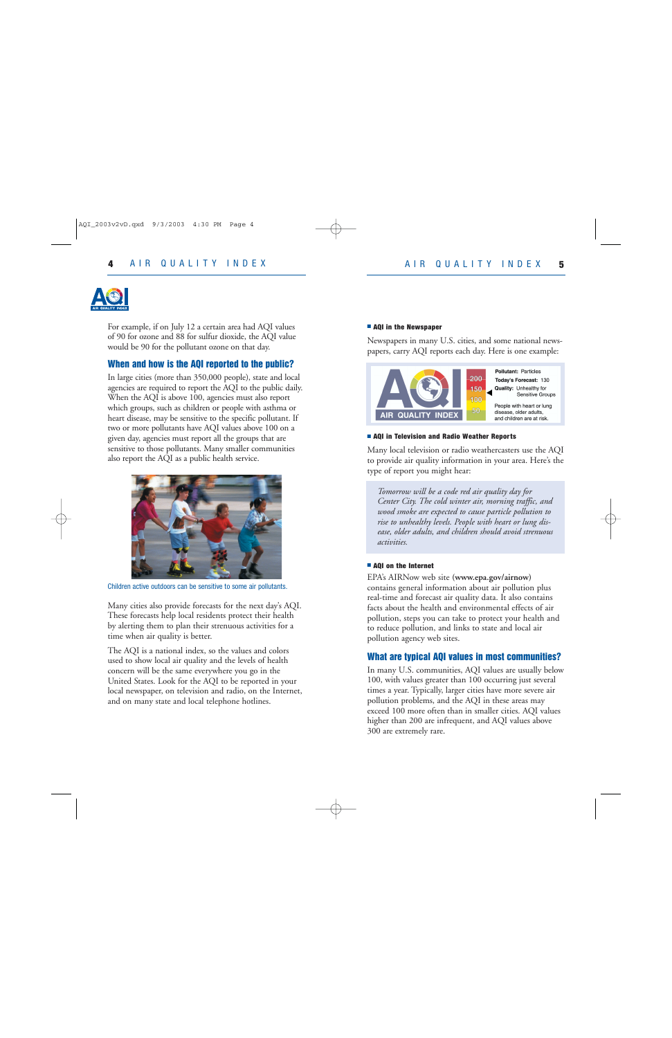For example, if on July 12 a certain area had AQI values of 90 for ozone and 88 for sulfur dioxide, the AQI value would be 90 for the pollutant ozone on that day.

## When and how is the AQI reported to the public?

In large cities (more than 350,000 people), state and local agencies are required to report the AQI to the public daily. When the AQI is above 100, agencies must also report which groups, such as children or people with asthma or heart disease, may be sensitive to the specific pollutant. If two or more pollutants have AQI values above 100 on a given day, agencies must report all the groups that are sensitive to those pollutants. Many smaller communities also report the AQI as a public health service.

Children active outdoors can be sensitive to some air pollutants.

Many cities also provide forecasts for the next day's AQI. These forecasts help local residents protect their health by alerting them to plan their strenuous activities for a time when air quality is better.

The AQI is a national index, so the values and colors used to show local air quality and the levels of health concern will be the same everywhere you go in the United States. Look for the AQI to be reported in your local newspaper, on television and radio, on the Internet, and on many state and local telephone hotlines.

### AQI in the Newspaper

Newspapers in many U.S. cities, and some national newspapers, carry AQI reports each day. Here is one example:

AIR QUALITY INDEX

200
150
100
50

**Pollutant:** Particles
**Today's Forecast:** 130
**Quality:** Unhealthy for Sensitive Groups

People with heart or lung disease, older adults, and children are at risk.

### AQI in Television and Radio Weather Reports

Many local television or radio weathercasters use the AQI to provide air quality information in your area. Here's the type of report you might hear:

> *Tomorrow will be a code red air quality day for Center City. The cold winter air, morning traffic, and wood smoke are expected to cause particle pollution to rise to unhealthy levels. People with heart or lung disease, older adults, and children should avoid strenuous activities.*

### AQI on the Internet

EPA's AIRNow web site **(www.epa.gov/airnow)** contains general information about air pollution plus real-time and forecast air quality data. It also contains facts about the health and environmental effects of air pollution, steps you can take to protect your health and to reduce pollution, and links to state and local air pollution agency web sites.

## What are typical AQI values in most communities?

In many U.S. communities, AQI values are usually below 100, with values greater than 100 occurring just several times a year. Typically, larger cities have more severe air pollution problems, and the AQI in these areas may exceed 100 more often than in smaller cities. AQI values higher than 200 are infrequent, and AQI values above 300 are extremely rare.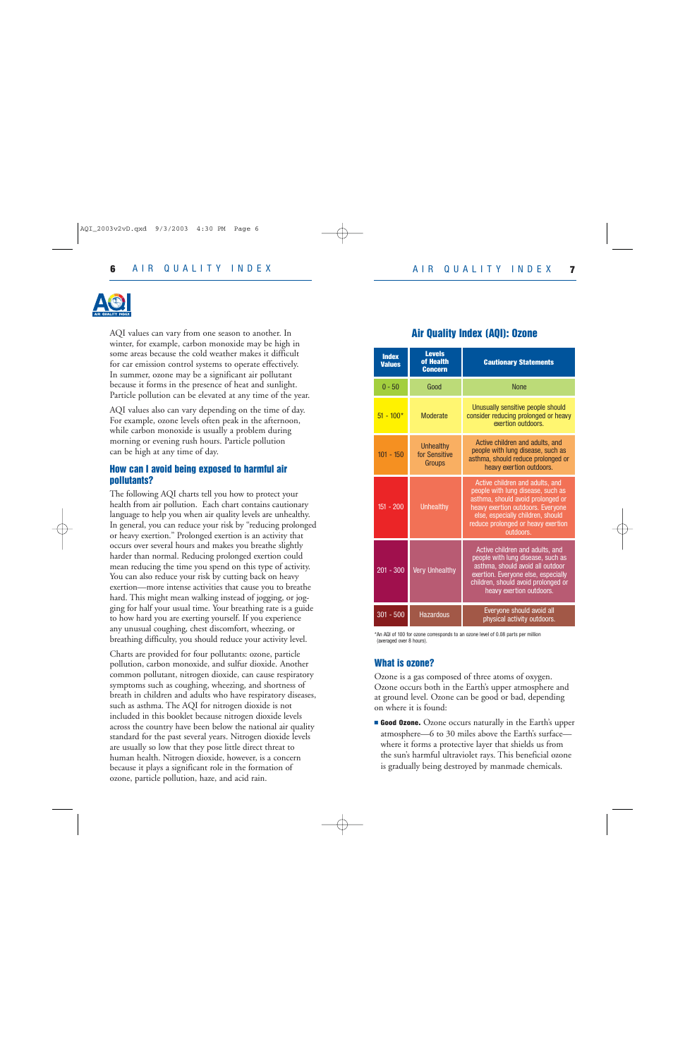AQI values can vary from one season to another. In winter, for example, carbon monoxide may be high in some areas because the cold weather makes it difficult for car emission control systems to operate effectively. In summer, ozone may be a significant air pollutant because it forms in the presence of heat and sunlight. Particle pollution can be elevated at any time of the year.

AQI values also can vary depending on the time of day. For example, ozone levels often peak in the afternoon, while carbon monoxide is usually a problem during morning or evening rush hours. Particle pollution can be high at any time of day.

## How can I avoid being exposed to harmful air pollutants?

The following AQI charts tell you how to protect your health from air pollution. Each chart contains cautionary language to help you when air quality levels are unhealthy. In general, you can reduce your risk by "reducing prolonged or heavy exertion." Prolonged exertion is an activity that occurs over several hours and makes you breathe slightly harder than normal. Reducing prolonged exertion could mean reducing the time you spend on this type of activity. You can also reduce your risk by cutting back on heavy exertion—more intense activities that cause you to breathe hard. This might mean walking instead of jogging, or jogging for half your usual time. Your breathing rate is a guide to how hard you are exerting yourself. If you experience any unusual coughing, chest discomfort, wheezing, or breathing difficulty, you should reduce your activity level.

Charts are provided for four pollutants: ozone, particle pollution, carbon monoxide, and sulfur dioxide. Another common pollutant, nitrogen dioxide, can cause respiratory symptoms such as coughing, wheezing, and shortness of breath in children and adults who have respiratory diseases, such as asthma. The AQI for nitrogen dioxide is not included in this booklet because nitrogen dioxide levels across the country have been below the national air quality standard for the past several years. Nitrogen dioxide levels are usually so low that they pose little direct threat to human health. Nitrogen dioxide, however, is a concern because it plays a significant role in the formation of ozone, particle pollution, haze, and acid rain.

## Air Quality Index (AQI): Ozone

| Index Values | Levels of Health Concern | Cautionary Statements |
|---|---|---|
| 0 - 50 | Good | None |
| 51 - 100* | Moderate | Unusually sensitive people should consider reducing prolonged or heavy exertion outdoors. |
| 101 - 150 | Unhealthy for Sensitive Groups | Active children and adults, and people with lung disease, such as asthma, should reduce prolonged or heavy exertion outdoors. |
| 151 - 200 | Unhealthy | Active children and adults, and people with lung disease, such as asthma, should avoid prolonged or heavy exertion outdoors. Everyone else, especially children, should reduce prolonged or heavy exertion outdoors. |
| 201 - 300 | Very Unhealthy | Active children and adults, and people with lung disease, such as asthma, should avoid all outdoor exertion. Everyone else, especially children, should avoid prolonged or heavy exertion outdoors. |
| 301 - 500 | Hazardous | Everyone should avoid all physical activity outdoors. |

*An AQI of 100 for ozone corresponds to an ozone level of 0.08 parts per million (averaged over 8 hours).

## What is ozone?

Ozone is a gas composed of three atoms of oxygen. Ozone occurs both in the Earth's upper atmosphere and at ground level. Ozone can be good or bad, depending on where it is found:

- **Good Ozone.** Ozone occurs naturally in the Earth's upper atmosphere—6 to 30 miles above the Earth's surface—where it forms a protective layer that shields us from the sun's harmful ultraviolet rays. This beneficial ozone is gradually being destroyed by manmade chemicals.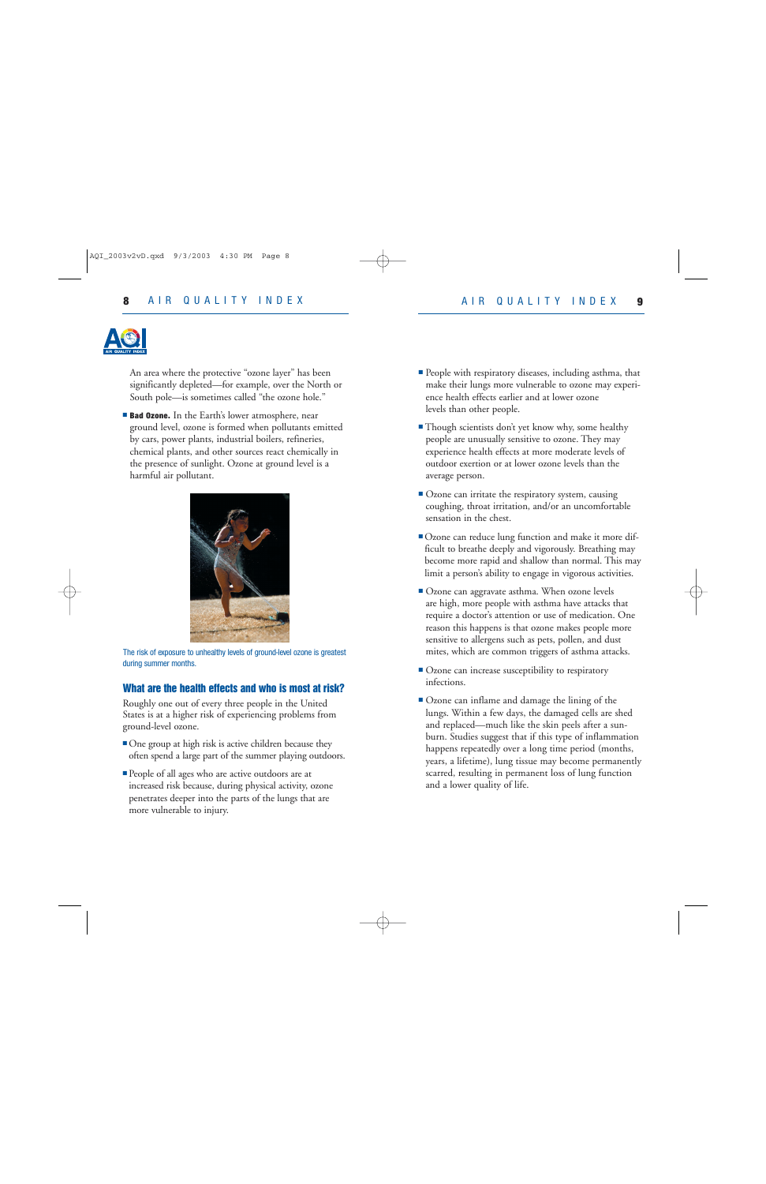An area where the protective "ozone layer" has been significantly depleted—for example, over the North or South pole—is sometimes called "the ozone hole."

- **Bad Ozone.** In the Earth's lower atmosphere, near ground level, ozone is formed when pollutants emitted by cars, power plants, industrial boilers, refineries, chemical plants, and other sources react chemically in the presence of sunlight. Ozone at ground level is a harmful air pollutant.

The risk of exposure to unhealthy levels of ground-level ozone is greatest during summer months.

## What are the health effects and who is most at risk?

Roughly one out of every three people in the United States is at a higher risk of experiencing problems from ground-level ozone.

- One group at high risk is active children because they often spend a large part of the summer playing outdoors.
- People of all ages who are active outdoors are at increased risk because, during physical activity, ozone penetrates deeper into the parts of the lungs that are more vulnerable to injury.
- People with respiratory diseases, including asthma, that make their lungs more vulnerable to ozone may experience health effects earlier and at lower ozone levels than other people.
- Though scientists don't yet know why, some healthy people are unusually sensitive to ozone. They may experience health effects at more moderate levels of outdoor exertion or at lower ozone levels than the average person.
- Ozone can irritate the respiratory system, causing coughing, throat irritation, and/or an uncomfortable sensation in the chest.
- Ozone can reduce lung function and make it more difficult to breathe deeply and vigorously. Breathing may become more rapid and shallow than normal. This may limit a person's ability to engage in vigorous activities.
- Ozone can aggravate asthma. When ozone levels are high, more people with asthma have attacks that require a doctor's attention or use of medication. One reason this happens is that ozone makes people more sensitive to allergens such as pets, pollen, and dust mites, which are common triggers of asthma attacks.
- Ozone can increase susceptibility to respiratory infections.
- Ozone can inflame and damage the lining of the lungs. Within a few days, the damaged cells are shed and replaced—much like the skin peels after a sunburn. Studies suggest that if this type of inflammation happens repeatedly over a long time period (months, years, a lifetime), lung tissue may become permanently scarred, resulting in permanent loss of lung function and a lower quality of life.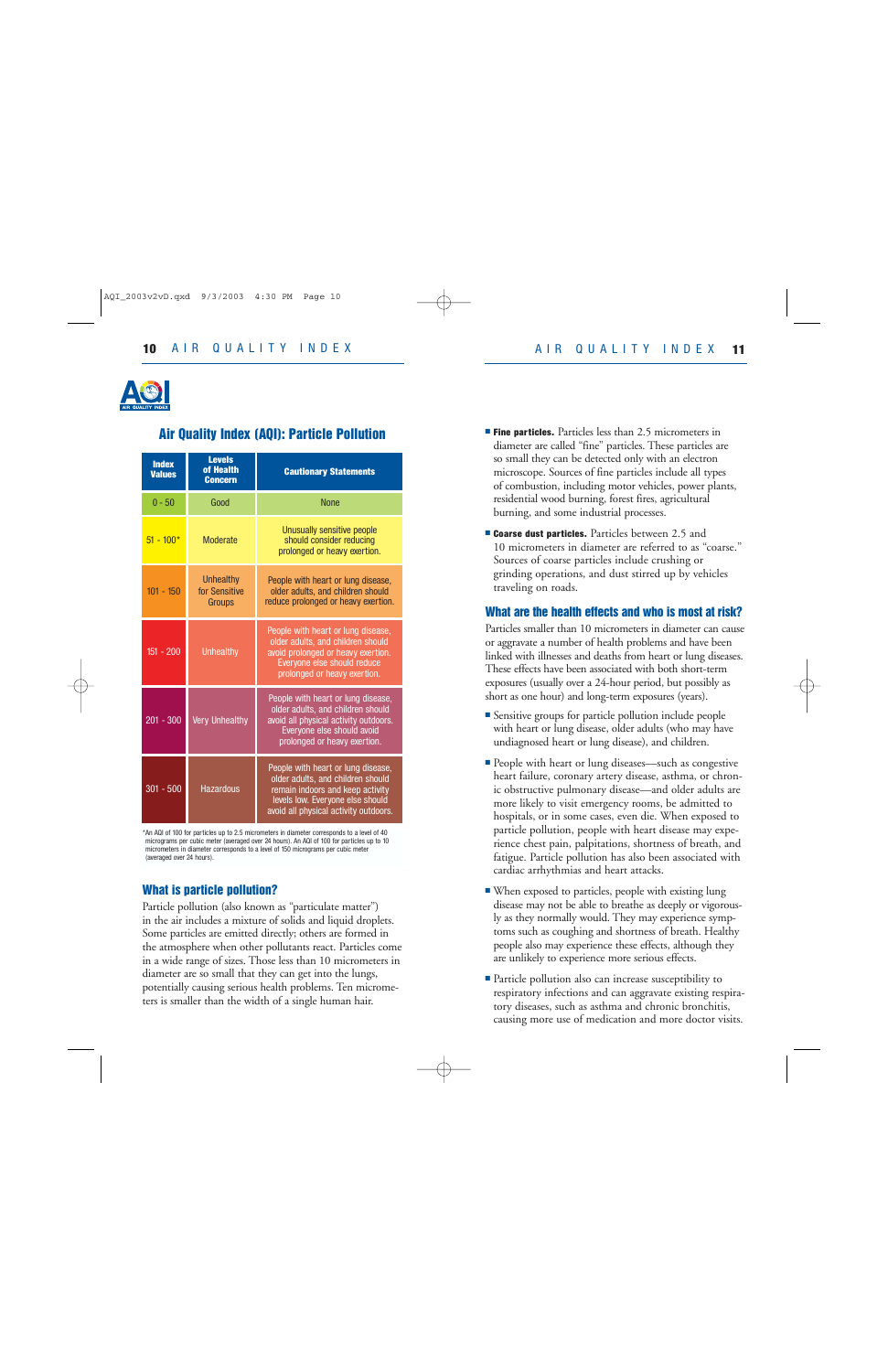## Air Quality Index (AQI): Particle Pollution

| Index Values | Levels of Health Concern | Cautionary Statements |
|---|---|---|
| 0 - 50 | Good | None |
| 51 - 100* | Moderate | Unusually sensitive people should consider reducing prolonged or heavy exertion. |
| 101 - 150 | Unhealthy for Sensitive Groups | People with heart or lung disease, older adults, and children should reduce prolonged or heavy exertion. |
| 151 - 200 | Unhealthy | People with heart or lung disease, older adults, and children should avoid prolonged or heavy exertion. Everyone else should reduce prolonged or heavy exertion. |
| 201 - 300 | Very Unhealthy | People with heart or lung disease, older adults, and children should avoid all physical activity outdoors. Everyone else should avoid prolonged or heavy exertion. |
| 301 - 500 | Hazardous | People with heart or lung disease, older adults, and children should remain indoors and keep activity levels low. Everyone else should avoid all physical activity outdoors. |

*An AQI of 100 for particles up to 2.5 micrometers in diameter corresponds to a level of 40 micrograms per cubic meter (averaged over 24 hours). An AQI of 100 for particles up to 10 micrometers in diameter corresponds to a level of 150 micrograms per cubic meter (averaged over 24 hours).

### What is particle pollution?

Particle pollution (also known as "particulate matter") in the air includes a mixture of solids and liquid droplets. Some particles are emitted directly; others are formed in the atmosphere when other pollutants react. Particles come in a wide range of sizes. Those less than 10 micrometers in diameter are so small that they can get into the lungs, potentially causing serious health problems. Ten micrometers is smaller than the width of a single human hair.

- **Fine particles.** Particles less than 2.5 micrometers in diameter are called "fine" particles. These particles are so small they can be detected only with an electron microscope. Sources of fine particles include all types of combustion, including motor vehicles, power plants, residential wood burning, forest fires, agricultural burning, and some industrial processes.
- **Coarse dust particles.** Particles between 2.5 and 10 micrometers in diameter are referred to as "coarse." Sources of coarse particles include crushing or grinding operations, and dust stirred up by vehicles traveling on roads.

### What are the health effects and who is most at risk?

Particles smaller than 10 micrometers in diameter can cause or aggravate a number of health problems and have been linked with illnesses and deaths from heart or lung diseases. These effects have been associated with both short-term exposures (usually over a 24-hour period, but possibly as short as one hour) and long-term exposures (years).

- Sensitive groups for particle pollution include people with heart or lung disease, older adults (who may have undiagnosed heart or lung disease), and children.
- People with heart or lung diseases—such as congestive heart failure, coronary artery disease, asthma, or chronic obstructive pulmonary disease—and older adults are more likely to visit emergency rooms, be admitted to hospitals, or in some cases, even die. When exposed to particle pollution, people with heart disease may experience chest pain, palpitations, shortness of breath, and fatigue. Particle pollution has also been associated with cardiac arrhythmias and heart attacks.
- When exposed to particles, people with existing lung disease may not be able to breathe as deeply or vigorously as they normally would. They may experience symptoms such as coughing and shortness of breath. Healthy people also may experience these effects, although they are unlikely to experience more serious effects.
- Particle pollution also can increase susceptibility to respiratory infections and can aggravate existing respiratory diseases, such as asthma and chronic bronchitis, causing more use of medication and more doctor visits.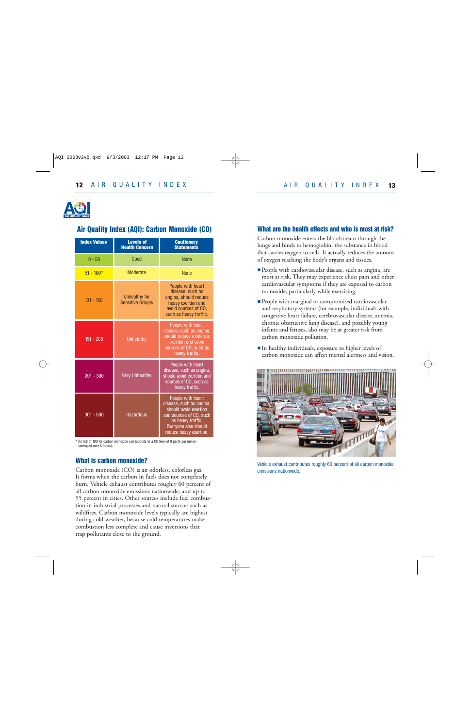## Air Quality Index (AQI): Carbon Monoxide (CO)

| Index Values | Levels of Health Concern | Cautionary Statements |
|---|---|---|
| 0 - 50 | Good | None |
| 51 - 100* | Moderate | None |
| 101 - 150 | Unhealthy for Sensitive Groups | People with heart disease, such as angina, should reduce heavy exertion and avoid sources of CO, such as heavy traffic. |
| 151 - 200 | Unhealthy | People with heart disease, such as angina, should reduce moderate exertion and avoid sources of CO, such as heavy traffic. |
| 201 - 300 | Very Unhealthy | People with heart disease, such as angina, should avoid exertion and sources of CO, such as heavy traffic. |
| 301 - 500 | Hazardous | People with heart disease, such as angina, should avoid exertion and sources of CO, such as heavy traffic. Everyone else should reduce heavy exertion. |

* An AQI of 100 for carbon monoxide corresponds to a CO level of 9 parts per million (averaged over 8 hours).

### What is carbon monoxide?

Carbon monoxide (CO) is an odorless, colorless gas. It forms when the carbon in fuels does not completely burn. Vehicle exhaust contributes roughly 60 percent of all carbon monoxide emissions nationwide, and up to 95 percent in cities. Other sources include fuel combustion in industrial processes and natural sources such as wildfires. Carbon monoxide levels typically are highest during cold weather, because cold temperatures make combustion less complete and cause inversions that trap pollutants close to the ground.

### What are the health effects and who is most at risk?

Carbon monoxide enters the bloodstream through the lungs and binds to hemoglobin, the substance in blood that carries oxygen to cells. It actually reduces the amount of oxygen reaching the body's organs and tissues.

- People with cardiovascular disease, such as angina, are most at risk. They may experience chest pain and other cardiovascular symptoms if they are exposed to carbon monoxide, particularly while exercising.
- People with marginal or compromised cardiovascular and respiratory systems (for example, individuals with congestive heart failure, cerebrovascular disease, anemia, chronic obstructive lung disease), and possibly young infants and fetuses, also may be at greater risk from carbon monoxide pollution.
- In healthy individuals, exposure to higher levels of carbon monoxide can affect mental alertness and vision.

Vehicle exhaust contributes roughly 60 percent of all carbon monoxide emissions nationwide.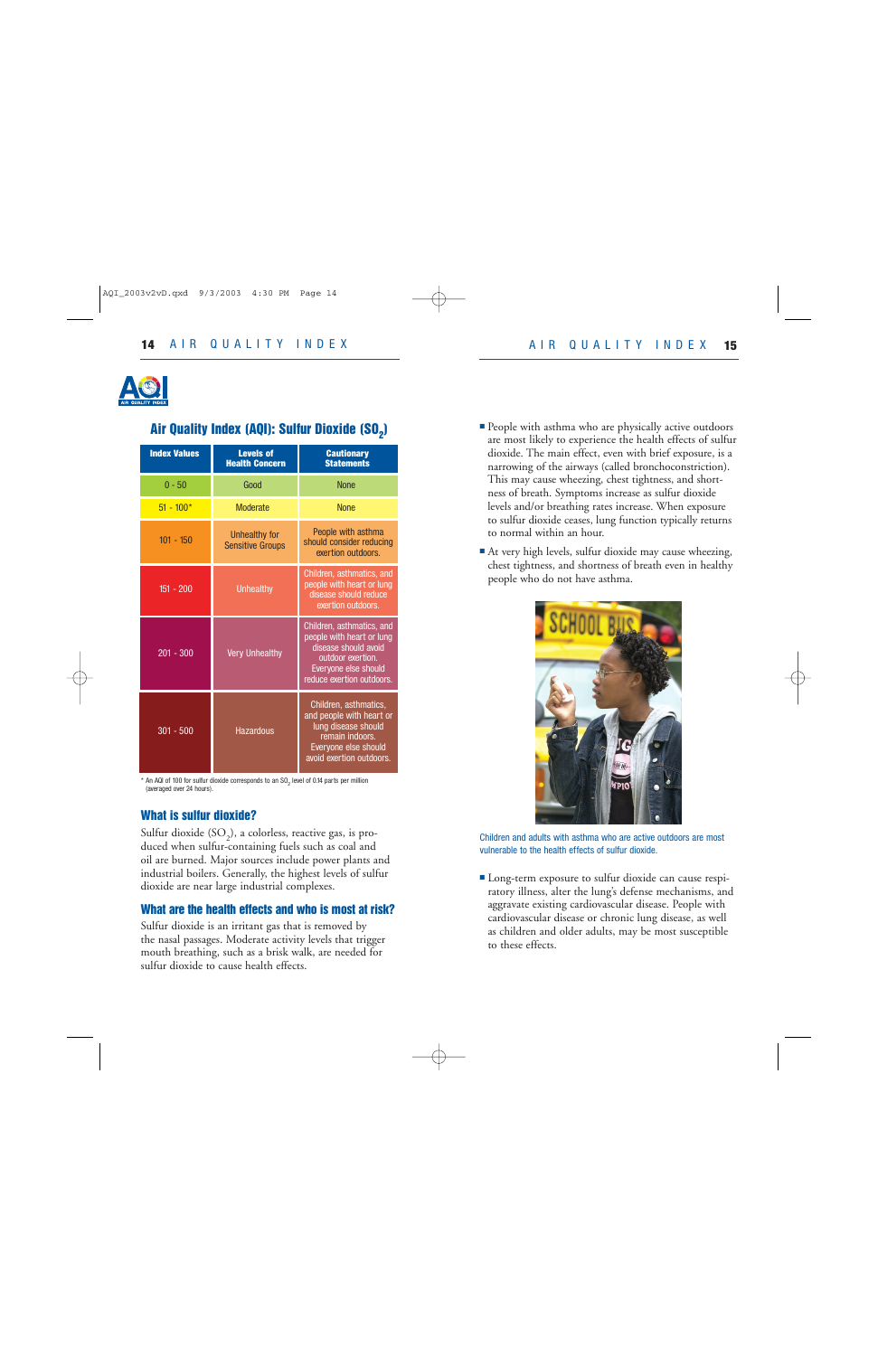## Air Quality Index (AQI): Sulfur Dioxide ($SO_2$)

| Index Values | Levels of Health Concern | Cautionary Statements |
|---|---|---|
| 0 - 50 | Good | None |
| 51 - 100* | Moderate | None |
| 101 - 150 | Unhealthy for Sensitive Groups | People with asthma should consider reducing exertion outdoors. |
| 151 - 200 | Unhealthy | Children, asthmatics, and people with heart or lung disease should reduce exertion outdoors. |
| 201 - 300 | Very Unhealthy | Children, asthmatics, and people with heart or lung disease should avoid outdoor exertion. Everyone else should reduce exertion outdoors. |
| 301 - 500 | Hazardous | Children, asthmatics, and people with heart or lung disease should remain indoors. Everyone else should avoid exertion outdoors. |

\* An AQI of 100 for sulfur dioxide corresponds to an $SO_2$ level of 0.14 parts per million (averaged over 24 hours).

### What is sulfur dioxide?

Sulfur dioxide ($SO_2$), a colorless, reactive gas, is produced when sulfur-containing fuels such as coal and oil are burned. Major sources include power plants and industrial boilers. Generally, the highest levels of sulfur dioxide are near large industrial complexes.

### What are the health effects and who is most at risk?

Sulfur dioxide is an irritant gas that is removed by the nasal passages. Moderate activity levels that trigger mouth breathing, such as a brisk walk, are needed for sulfur dioxide to cause health effects.

- People with asthma who are physically active outdoors are most likely to experience the health effects of sulfur dioxide. The main effect, even with brief exposure, is a narrowing of the airways (called bronchoconstriction). This may cause wheezing, chest tightness, and shortness of breath. Symptoms increase as sulfur dioxide levels and/or breathing rates increase. When exposure to sulfur dioxide ceases, lung function typically returns to normal within an hour.
- At very high levels, sulfur dioxide may cause wheezing, chest tightness, and shortness of breath even in healthy people who do not have asthma.

Children and adults with asthma who are active outdoors are most vulnerable to the health effects of sulfur dioxide.

- Long-term exposure to sulfur dioxide can cause respiratory illness, alter the lung's defense mechanisms, and aggravate existing cardiovascular disease. People with cardiovascular disease or chronic lung disease, as well as children and older adults, may be most susceptible to these effects.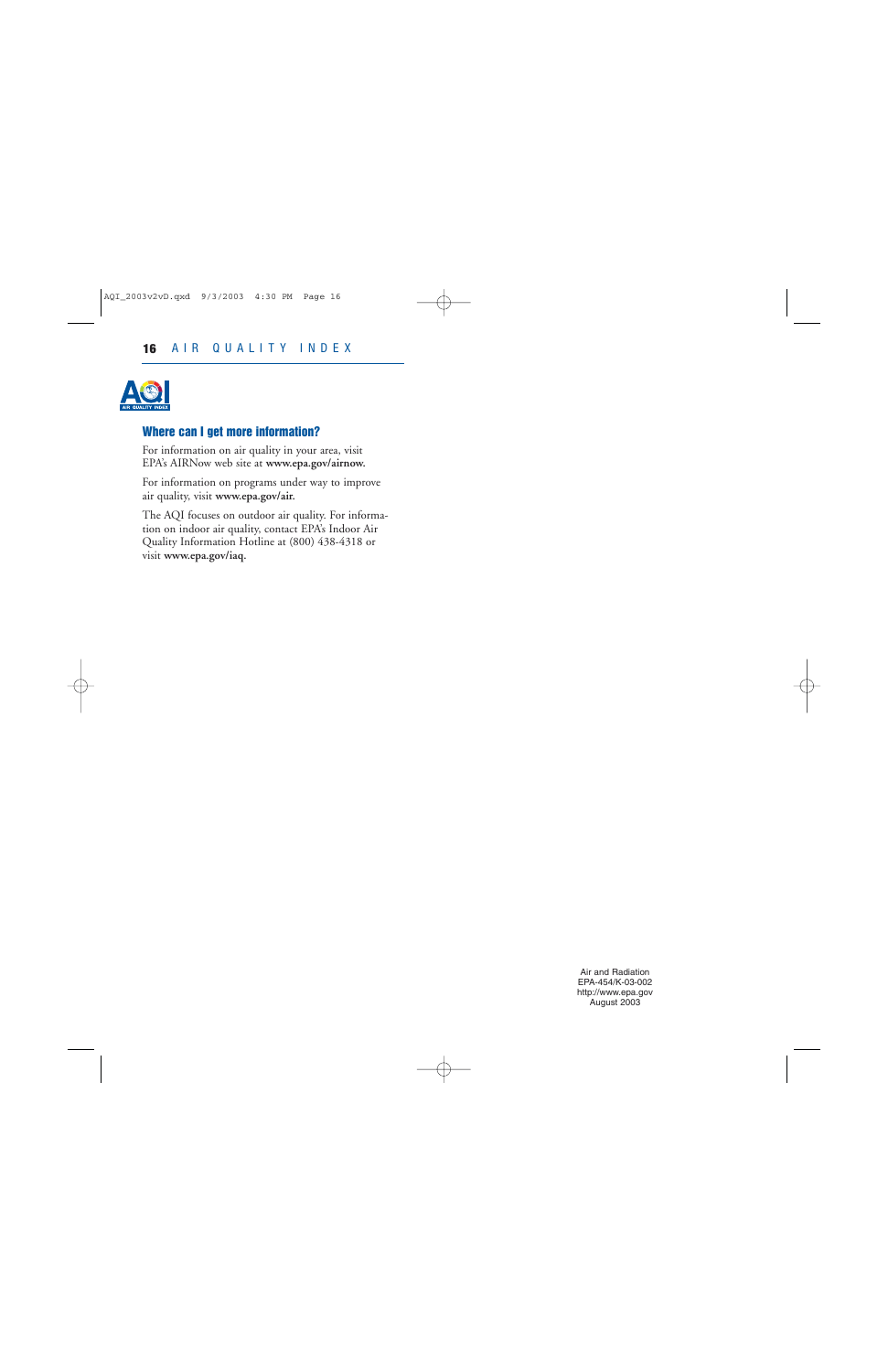## Where can I get more information?

For information on air quality in your area, visit EPA's AIRNow web site at **www.epa.gov/airnow.**

For information on programs under way to improve air quality, visit **www.epa.gov/air.**

The AQI focuses on outdoor air quality. For information on indoor air quality, contact EPA's Indoor Air Quality Information Hotline at (800) 438-4318 or visit **www.epa.gov/iaq.**

Air and Radiation
EPA-454/K-03-002
http://www.epa.gov
August 2003